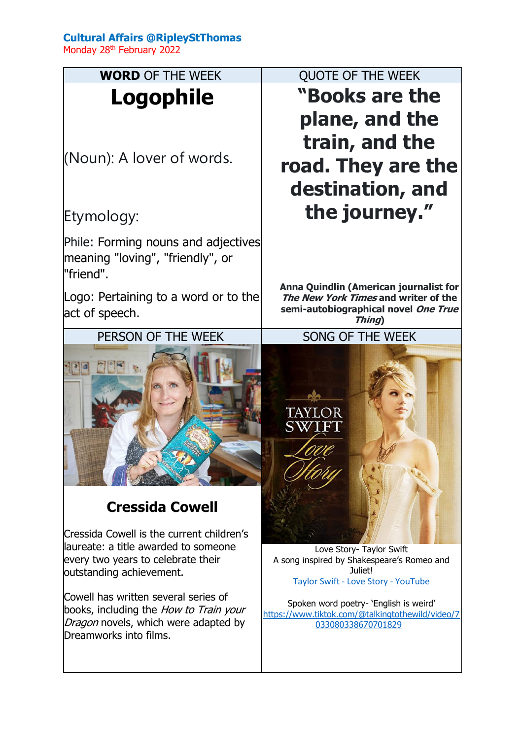**Cultural Affairs @RipleyStThomas**
Monday 28th February 2022

## WORD OF THE WEEK

# Logophile

(Noun): A lover of words.

Etymology:

Phile: Forming nouns and adjectives meaning "loving", "friendly", or "friend".

Logo: Pertaining to a word or to the act of speech.

## QUOTE OF THE WEEK

# "Books are the plane, and the train, and the road. They are the destination, and the journey."

**Anna Quindlin (American journalist for *The New York Times* and writer of the semi-autobiographical novel *One True Thing*)**

## PERSON OF THE WEEK

## Cressida Cowell

Cressida Cowell is the current children's laureate: a title awarded to someone every two years to celebrate their outstanding achievement.

Cowell has written several series of books, including the *How to Train your Dragon* novels, which were adapted by Dreamworks into films.

## SONG OF THE WEEK

Love Story- Taylor Swift
A song inspired by Shakespeare's Romeo and Juliet!
[Taylor Swift - Love Story - YouTube](Taylor Swift - Love Story - YouTube)

Spoken word poetry- 'English is weird'
https://www.tiktok.com/@talkingtothewild/video/7033080338670701829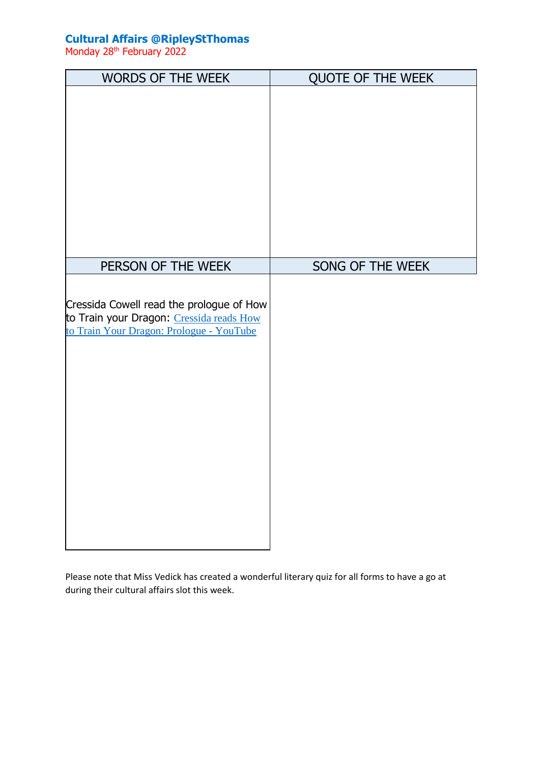**Cultural Affairs @RipleyStThomas**

Monday 28th February 2022

| WORDS OF THE WEEK | QUOTE OF THE WEEK |
|---|---|
| | |

| PERSON OF THE WEEK | SONG OF THE WEEK |
|---|---|
| Cressida Cowell read the prologue of How to Train your Dragon: Cressida reads How to Train Your Dragon: Prologue - YouTube | |

Please note that Miss Vedick has created a wonderful literary quiz for all forms to have a go at during their cultural affairs slot this week.